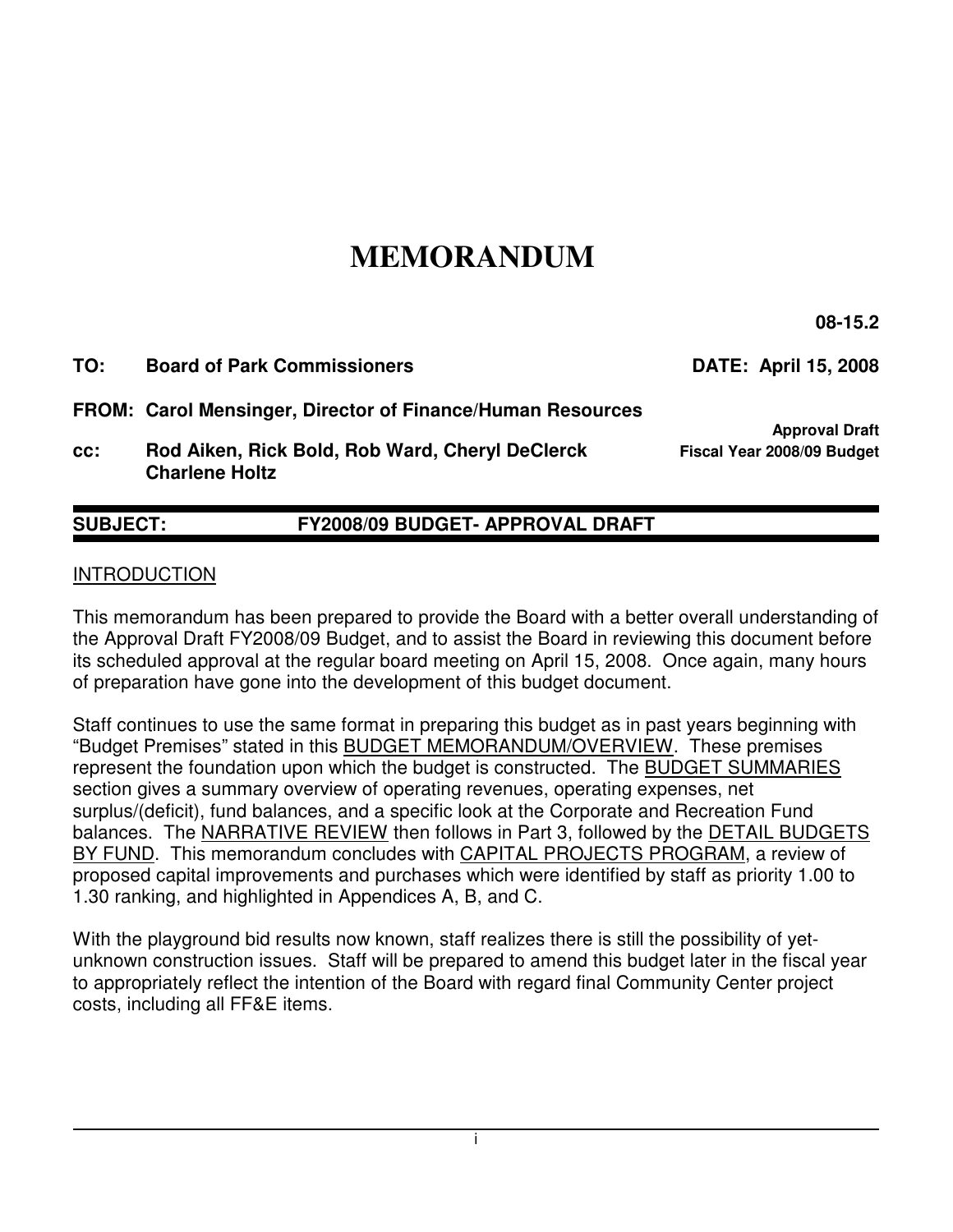# MEMORANDUM

**08-15.2**

**TO:** **Board of Park Commissioners** **DATE: April 15, 2008**

**FROM: Carol Mensinger, Director of Finance/Human Resources**

**cc:** **Rod Aiken, Rick Bold, Rob Ward, Cheryl DeClerck Charlene Holtz**

**Approval Draft**
**Fiscal Year 2008/09 Budget**

---

**SUBJECT:** **FY2008/09 BUDGET- APPROVAL DRAFT**

---

INTRODUCTION

This memorandum has been prepared to provide the Board with a better overall understanding of the Approval Draft FY2008/09 Budget, and to assist the Board in reviewing this document before its scheduled approval at the regular board meeting on April 15, 2008. Once again, many hours of preparation have gone into the development of this budget document.

Staff continues to use the same format in preparing this budget as in past years beginning with "Budget Premises" stated in this BUDGET MEMORANDUM/OVERVIEW. These premises represent the foundation upon which the budget is constructed. The BUDGET SUMMARIES section gives a summary overview of operating revenues, operating expenses, net surplus/(deficit), fund balances, and a specific look at the Corporate and Recreation Fund balances. The NARRATIVE REVIEW then follows in Part 3, followed by the DETAIL BUDGETS BY FUND. This memorandum concludes with CAPITAL PROJECTS PROGRAM, a review of proposed capital improvements and purchases which were identified by staff as priority 1.00 to 1.30 ranking, and highlighted in Appendices A, B, and C.

With the playground bid results now known, staff realizes there is still the possibility of yet-unknown construction issues. Staff will be prepared to amend this budget later in the fiscal year to appropriately reflect the intention of the Board with regard final Community Center project costs, including all FF&E items.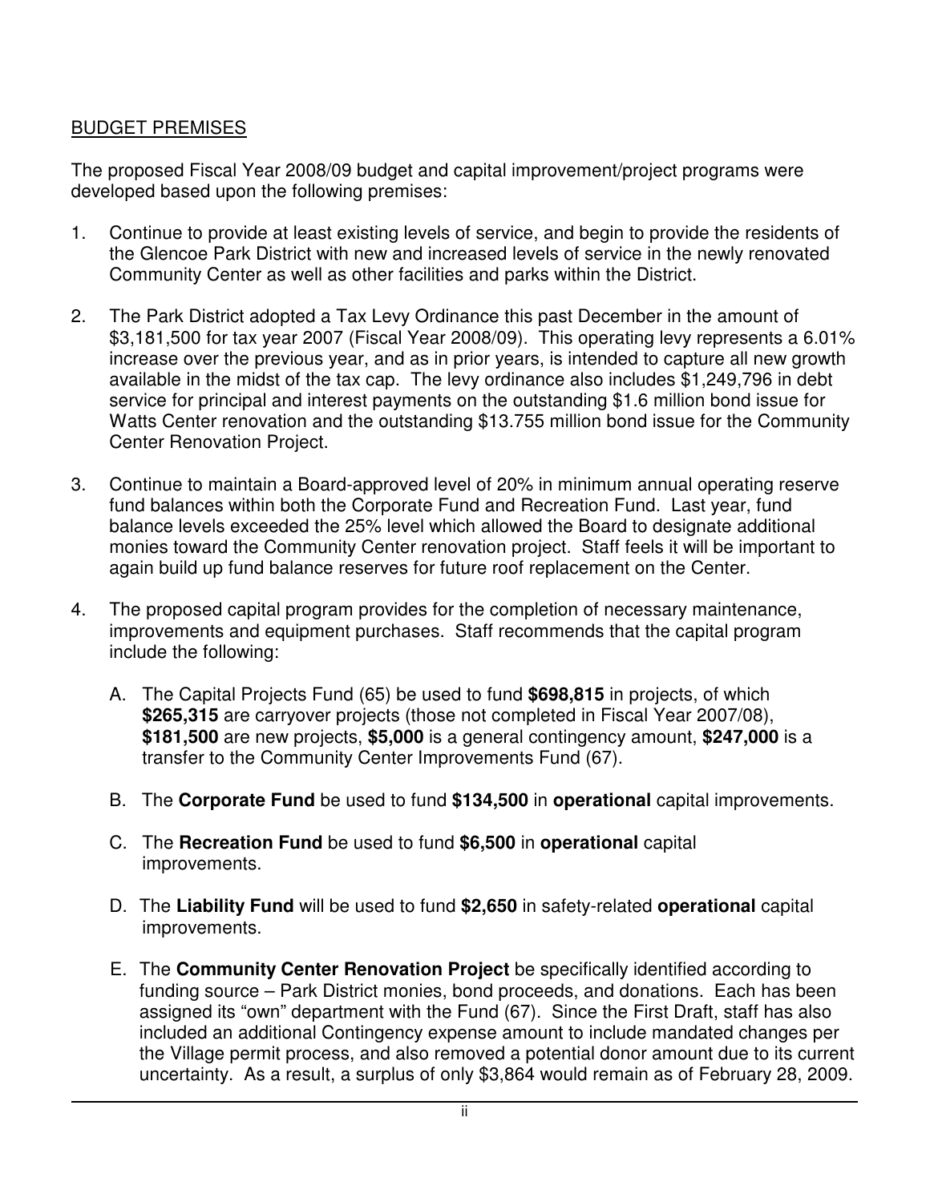## BUDGET PREMISES

The proposed Fiscal Year 2008/09 budget and capital improvement/project programs were developed based upon the following premises:

1. Continue to provide at least existing levels of service, and begin to provide the residents of the Glencoe Park District with new and increased levels of service in the newly renovated Community Center as well as other facilities and parks within the District.

2. The Park District adopted a Tax Levy Ordinance this past December in the amount of $3,181,500 for tax year 2007 (Fiscal Year 2008/09). This operating levy represents a 6.01% increase over the previous year, and as in prior years, is intended to capture all new growth available in the midst of the tax cap. The levy ordinance also includes $1,249,796 in debt service for principal and interest payments on the outstanding $1.6 million bond issue for Watts Center renovation and the outstanding $13.755 million bond issue for the Community Center Renovation Project.

3. Continue to maintain a Board-approved level of 20% in minimum annual operating reserve fund balances within both the Corporate Fund and Recreation Fund. Last year, fund balance levels exceeded the 25% level which allowed the Board to designate additional monies toward the Community Center renovation project. Staff feels it will be important to again build up fund balance reserves for future roof replacement on the Center.

4. The proposed capital program provides for the completion of necessary maintenance, improvements and equipment purchases. Staff recommends that the capital program include the following:

   A. The Capital Projects Fund (65) be used to fund **$698,815** in projects, of which **$265,315** are carryover projects (those not completed in Fiscal Year 2007/08), **$181,500** are new projects, **$5,000** is a general contingency amount, **$247,000** is a transfer to the Community Center Improvements Fund (67).

   B. The **Corporate Fund** be used to fund **$134,500** in **operational** capital improvements.

   C. The **Recreation Fund** be used to fund **$6,500** in **operational** capital improvements.

   D. The **Liability Fund** will be used to fund **$2,650** in safety-related **operational** capital improvements.

   E. The **Community Center Renovation Project** be specifically identified according to funding source – Park District monies, bond proceeds, and donations. Each has been assigned its "own" department with the Fund (67). Since the First Draft, staff has also included an additional Contingency expense amount to include mandated changes per the Village permit process, and also removed a potential donor amount due to its current uncertainty. As a result, a surplus of only $3,864 would remain as of February 28, 2009.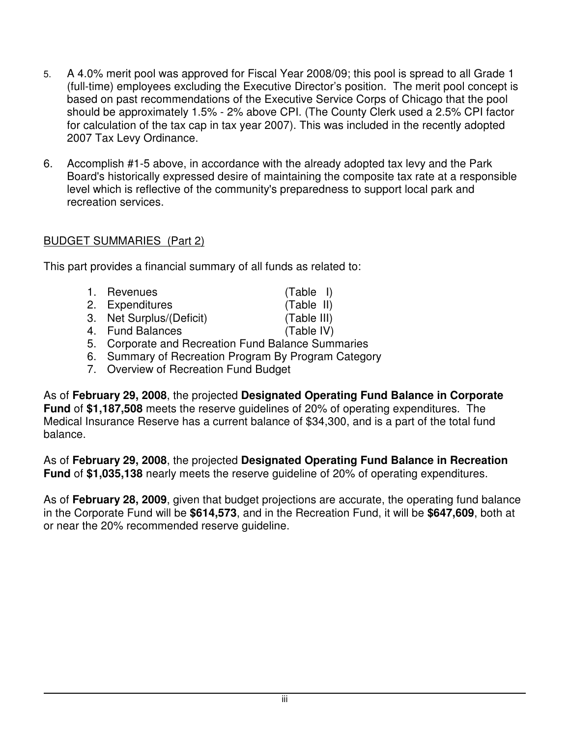5. A 4.0% merit pool was approved for Fiscal Year 2008/09; this pool is spread to all Grade 1 (full-time) employees excluding the Executive Director's position. The merit pool concept is based on past recommendations of the Executive Service Corps of Chicago that the pool should be approximately 1.5% - 2% above CPI. (The County Clerk used a 2.5% CPI factor for calculation of the tax cap in tax year 2007). This was included in the recently adopted 2007 Tax Levy Ordinance.

6. Accomplish #1-5 above, in accordance with the already adopted tax levy and the Park Board's historically expressed desire of maintaining the composite tax rate at a responsible level which is reflective of the community's preparedness to support local park and recreation services.

BUDGET SUMMARIES (Part 2)

This part provides a financial summary of all funds as related to:

1. Revenues (Table I)
2. Expenditures (Table II)
3. Net Surplus/(Deficit) (Table III)
4. Fund Balances (Table IV)
5. Corporate and Recreation Fund Balance Summaries
6. Summary of Recreation Program By Program Category
7. Overview of Recreation Fund Budget

As of **February 29, 2008**, the projected **Designated Operating Fund Balance in Corporate Fund** of **$1,187,508** meets the reserve guidelines of 20% of operating expenditures. The Medical Insurance Reserve has a current balance of $34,300, and is a part of the total fund balance.

As of **February 29, 2008**, the projected **Designated Operating Fund Balance in Recreation Fund** of **$1,035,138** nearly meets the reserve guideline of 20% of operating expenditures.

As of **February 28, 2009**, given that budget projections are accurate, the operating fund balance in the Corporate Fund will be **$614,573**, and in the Recreation Fund, it will be **$647,609**, both at or near the 20% recommended reserve guideline.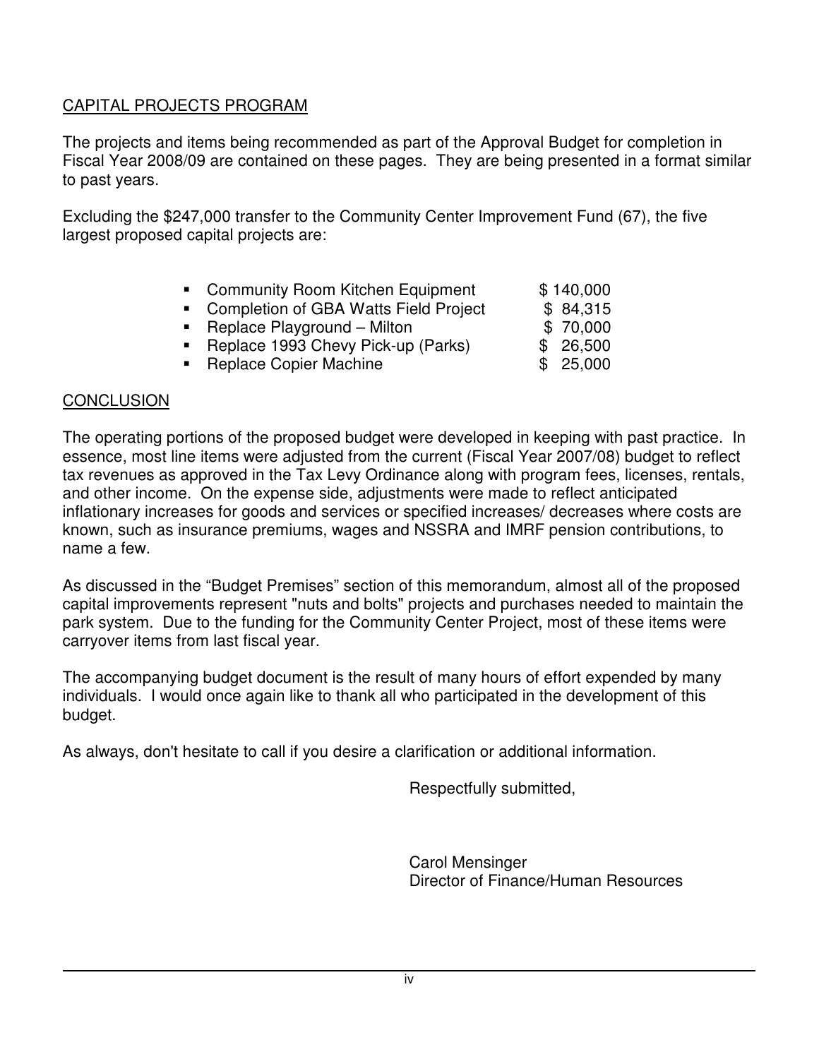## CAPITAL PROJECTS PROGRAM

The projects and items being recommended as part of the Approval Budget for completion in Fiscal Year 2008/09 are contained on these pages. They are being presented in a format similar to past years.

Excluding the $247,000 transfer to the Community Center Improvement Fund (67), the five largest proposed capital projects are:

| | |
|---|---|
| ▪ Community Room Kitchen Equipment | $ 140,000 |
| ▪ Completion of GBA Watts Field Project | $ 84,315 |
| ▪ Replace Playground – Milton | $ 70,000 |
| ▪ Replace 1993 Chevy Pick-up (Parks) | $ 26,500 |
| ▪ Replace Copier Machine | $ 25,000 |

## CONCLUSION

The operating portions of the proposed budget were developed in keeping with past practice. In essence, most line items were adjusted from the current (Fiscal Year 2007/08) budget to reflect tax revenues as approved in the Tax Levy Ordinance along with program fees, licenses, rentals, and other income. On the expense side, adjustments were made to reflect anticipated inflationary increases for goods and services or specified increases/ decreases where costs are known, such as insurance premiums, wages and NSSRA and IMRF pension contributions, to name a few.

As discussed in the "Budget Premises" section of this memorandum, almost all of the proposed capital improvements represent "nuts and bolts" projects and purchases needed to maintain the park system. Due to the funding for the Community Center Project, most of these items were carryover items from last fiscal year.

The accompanying budget document is the result of many hours of effort expended by many individuals. I would once again like to thank all who participated in the development of this budget.

As always, don't hesitate to call if you desire a clarification or additional information.

Respectfully submitted,

Carol Mensinger
Director of Finance/Human Resources